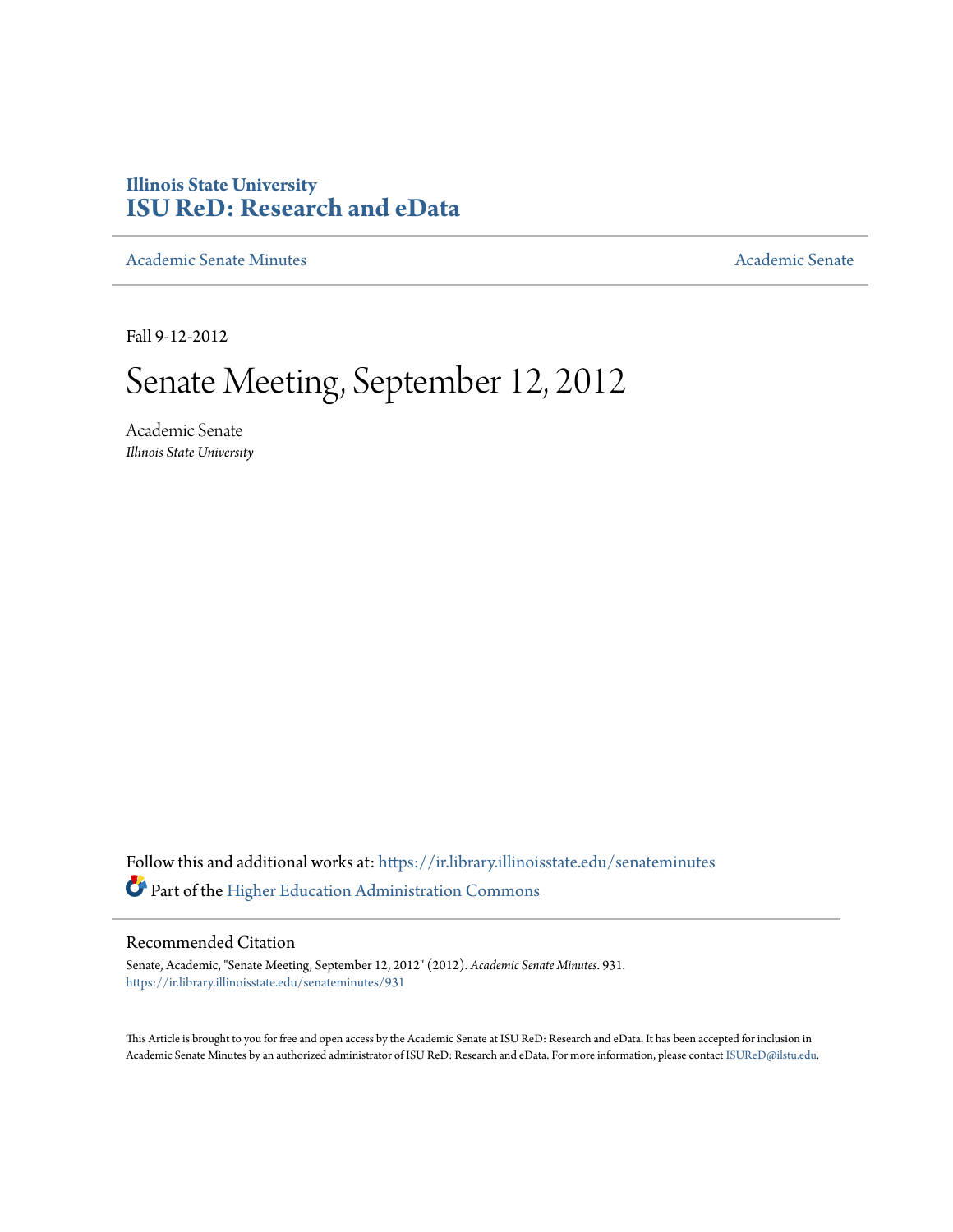Illinois State University

# ISU ReD: Research and eData

Academic Senate Minutes — Academic Senate

Fall 9-12-2012

# Senate Meeting, September 12, 2012

Academic Senate

*Illinois State University*

Follow this and additional works at: https://ir.library.illinoisstate.edu/senateminutes

Part of the Higher Education Administration Commons

## Recommended Citation

Senate, Academic, "Senate Meeting, September 12, 2012" (2012). *Academic Senate Minutes*. 931.
https://ir.library.illinoisstate.edu/senateminutes/931

This Article is brought to you for free and open access by the Academic Senate at ISU ReD: Research and eData. It has been accepted for inclusion in Academic Senate Minutes by an authorized administrator of ISU ReD: Research and eData. For more information, please contact ISUReD@ilstu.edu.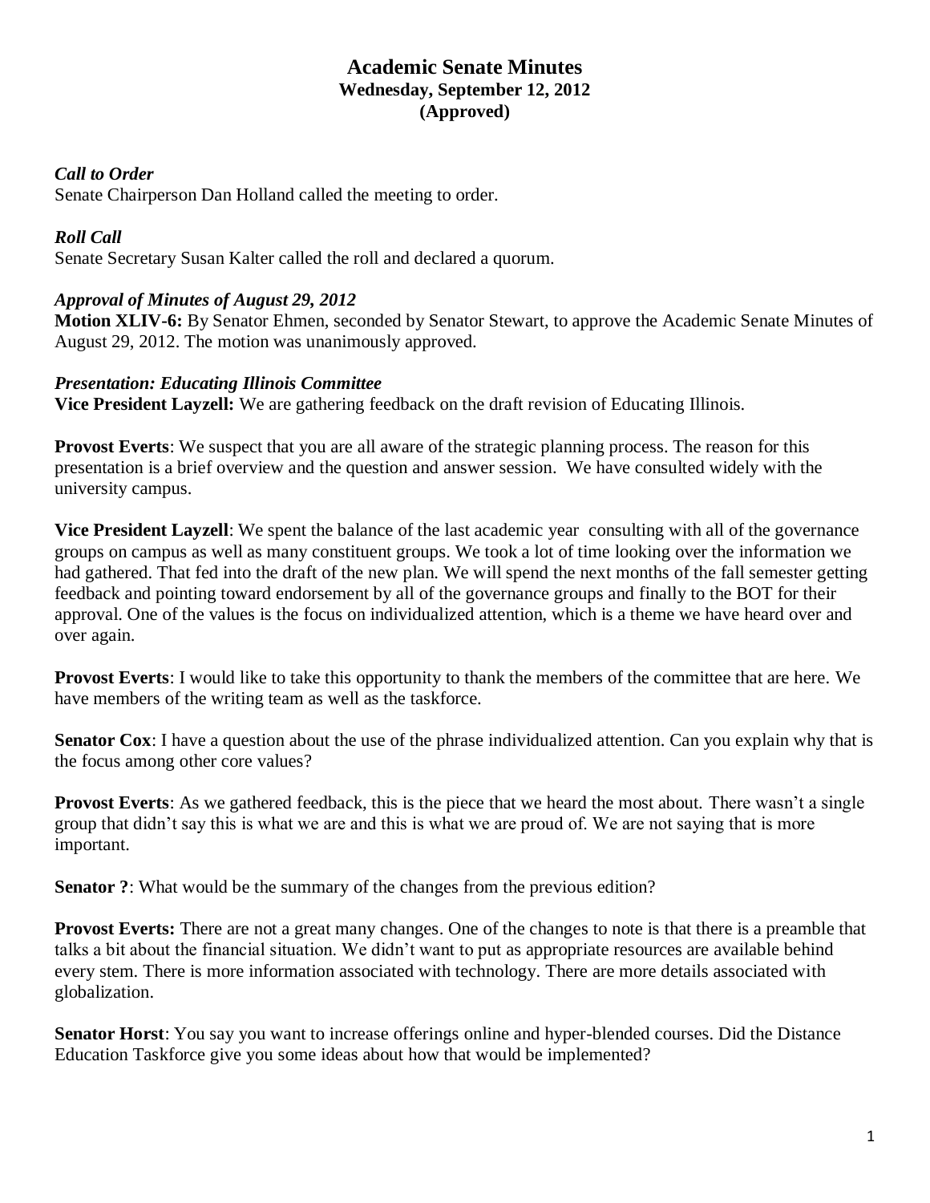# Academic Senate Minutes
## Wednesday, September 12, 2012
## (Approved)

### *Call to Order*

Senate Chairperson Dan Holland called the meeting to order.

### *Roll Call*

Senate Secretary Susan Kalter called the roll and declared a quorum.

### *Approval of Minutes of August 29, 2012*

**Motion XLIV-6:** By Senator Ehmen, seconded by Senator Stewart, to approve the Academic Senate Minutes of August 29, 2012. The motion was unanimously approved.

### *Presentation: Educating Illinois Committee*

**Vice President Layzell:** We are gathering feedback on the draft revision of Educating Illinois.

**Provost Everts**: We suspect that you are all aware of the strategic planning process. The reason for this presentation is a brief overview and the question and answer session. We have consulted widely with the university campus.

**Vice President Layzell**: We spent the balance of the last academic year consulting with all of the governance groups on campus as well as many constituent groups. We took a lot of time looking over the information we had gathered. That fed into the draft of the new plan. We will spend the next months of the fall semester getting feedback and pointing toward endorsement by all of the governance groups and finally to the BOT for their approval. One of the values is the focus on individualized attention, which is a theme we have heard over and over again.

**Provost Everts**: I would like to take this opportunity to thank the members of the committee that are here. We have members of the writing team as well as the taskforce.

**Senator Cox**: I have a question about the use of the phrase individualized attention. Can you explain why that is the focus among other core values?

**Provost Everts**: As we gathered feedback, this is the piece that we heard the most about. There wasn't a single group that didn't say this is what we are and this is what we are proud of. We are not saying that is more important.

**Senator ?**: What would be the summary of the changes from the previous edition?

**Provost Everts:** There are not a great many changes. One of the changes to note is that there is a preamble that talks a bit about the financial situation. We didn't want to put as appropriate resources are available behind every stem. There is more information associated with technology. There are more details associated with globalization.

**Senator Horst**: You say you want to increase offerings online and hyper-blended courses. Did the Distance Education Taskforce give you some ideas about how that would be implemented?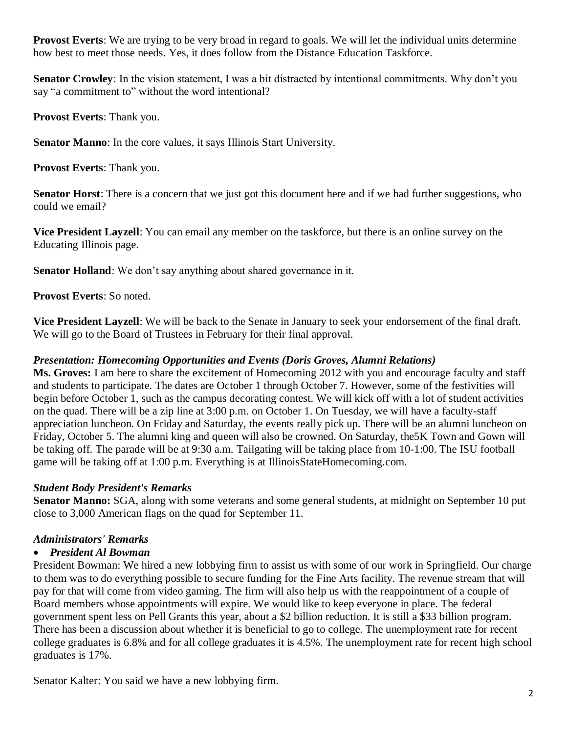**Provost Everts**: We are trying to be very broad in regard to goals. We will let the individual units determine how best to meet those needs. Yes, it does follow from the Distance Education Taskforce.

**Senator Crowley**: In the vision statement, I was a bit distracted by intentional commitments. Why don't you say "a commitment to" without the word intentional?

**Provost Everts**: Thank you.

**Senator Manno**: In the core values, it says Illinois Start University.

**Provost Everts**: Thank you.

**Senator Horst**: There is a concern that we just got this document here and if we had further suggestions, who could we email?

**Vice President Layzell**: You can email any member on the taskforce, but there is an online survey on the Educating Illinois page.

**Senator Holland**: We don't say anything about shared governance in it.

**Provost Everts**: So noted.

**Vice President Layzell**: We will be back to the Senate in January to seek your endorsement of the final draft. We will go to the Board of Trustees in February for their final approval.

### *Presentation: Homecoming Opportunities and Events (Doris Groves, Alumni Relations)*

**Ms. Groves:** I am here to share the excitement of Homecoming 2012 with you and encourage faculty and staff and students to participate. The dates are October 1 through October 7. However, some of the festivities will begin before October 1, such as the campus decorating contest. We will kick off with a lot of student activities on the quad. There will be a zip line at 3:00 p.m. on October 1. On Tuesday, we will have a faculty-staff appreciation luncheon. On Friday and Saturday, the events really pick up. There will be an alumni luncheon on Friday, October 5. The alumni king and queen will also be crowned. On Saturday, the5K Town and Gown will be taking off. The parade will be at 9:30 a.m. Tailgating will be taking place from 10-1:00. The ISU football game will be taking off at 1:00 p.m. Everything is at IllinoisStateHomecoming.com.

### *Student Body President's Remarks*

**Senator Manno:** SGA, along with some veterans and some general students, at midnight on September 10 put close to 3,000 American flags on the quad for September 11.

### *Administrators' Remarks*

- ***President Al Bowman***

President Bowman: We hired a new lobbying firm to assist us with some of our work in Springfield. Our charge to them was to do everything possible to secure funding for the Fine Arts facility. The revenue stream that will pay for that will come from video gaming. The firm will also help us with the reappointment of a couple of Board members whose appointments will expire. We would like to keep everyone in place. The federal government spent less on Pell Grants this year, about a $2 billion reduction. It is still a $33 billion program. There has been a discussion about whether it is beneficial to go to college. The unemployment rate for recent college graduates is 6.8% and for all college graduates it is 4.5%. The unemployment rate for recent high school graduates is 17%.

Senator Kalter: You said we have a new lobbying firm.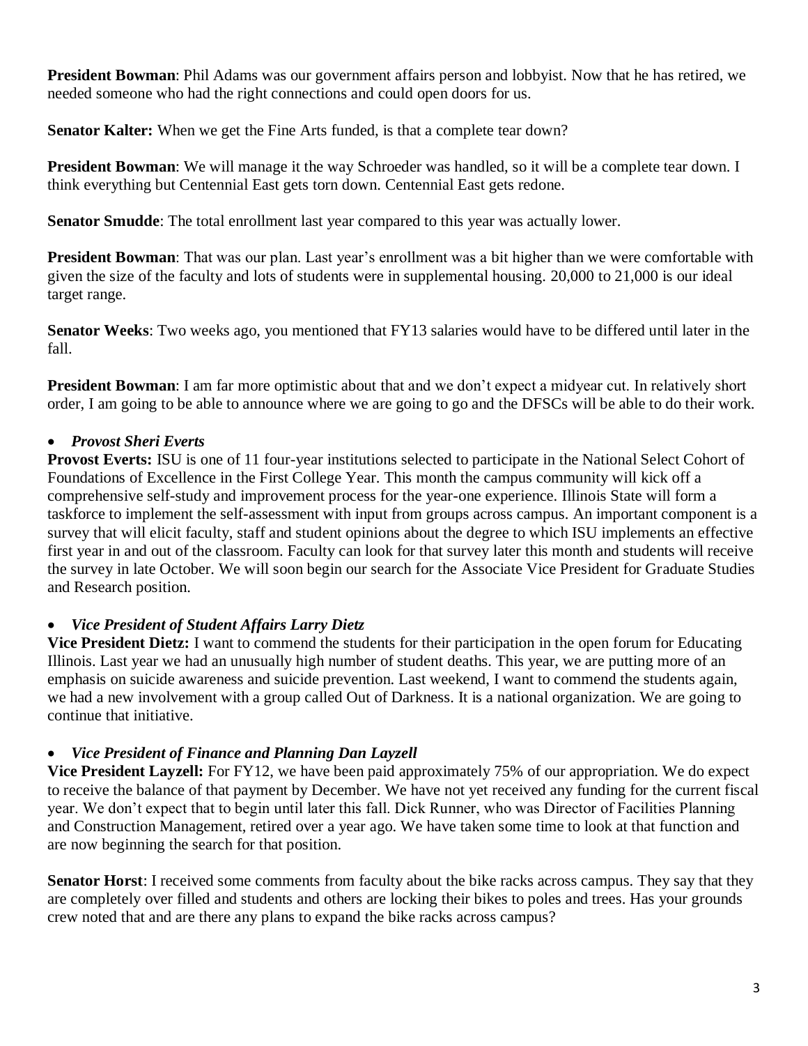**President Bowman**: Phil Adams was our government affairs person and lobbyist. Now that he has retired, we needed someone who had the right connections and could open doors for us.

**Senator Kalter:** When we get the Fine Arts funded, is that a complete tear down?

**President Bowman**: We will manage it the way Schroeder was handled, so it will be a complete tear down. I think everything but Centennial East gets torn down. Centennial East gets redone.

**Senator Smudde**: The total enrollment last year compared to this year was actually lower.

**President Bowman**: That was our plan. Last year's enrollment was a bit higher than we were comfortable with given the size of the faculty and lots of students were in supplemental housing. 20,000 to 21,000 is our ideal target range.

**Senator Weeks**: Two weeks ago, you mentioned that FY13 salaries would have to be differed until later in the fall.

**President Bowman**: I am far more optimistic about that and we don't expect a midyear cut. In relatively short order, I am going to be able to announce where we are going to go and the DFSCs will be able to do their work.

- ***Provost Sheri Everts***

**Provost Everts:** ISU is one of 11 four-year institutions selected to participate in the National Select Cohort of Foundations of Excellence in the First College Year. This month the campus community will kick off a comprehensive self-study and improvement process for the year-one experience. Illinois State will form a taskforce to implement the self-assessment with input from groups across campus. An important component is a survey that will elicit faculty, staff and student opinions about the degree to which ISU implements an effective first year in and out of the classroom. Faculty can look for that survey later this month and students will receive the survey in late October. We will soon begin our search for the Associate Vice President for Graduate Studies and Research position.

- ***Vice President of Student Affairs Larry Dietz***

**Vice President Dietz:** I want to commend the students for their participation in the open forum for Educating Illinois. Last year we had an unusually high number of student deaths. This year, we are putting more of an emphasis on suicide awareness and suicide prevention. Last weekend, I want to commend the students again, we had a new involvement with a group called Out of Darkness. It is a national organization. We are going to continue that initiative.

- ***Vice President of Finance and Planning Dan Layzell***

**Vice President Layzell:** For FY12, we have been paid approximately 75% of our appropriation. We do expect to receive the balance of that payment by December. We have not yet received any funding for the current fiscal year. We don't expect that to begin until later this fall. Dick Runner, who was Director of Facilities Planning and Construction Management, retired over a year ago. We have taken some time to look at that function and are now beginning the search for that position.

**Senator Horst**: I received some comments from faculty about the bike racks across campus. They say that they are completely over filled and students and others are locking their bikes to poles and trees. Has your grounds crew noted that and are there any plans to expand the bike racks across campus?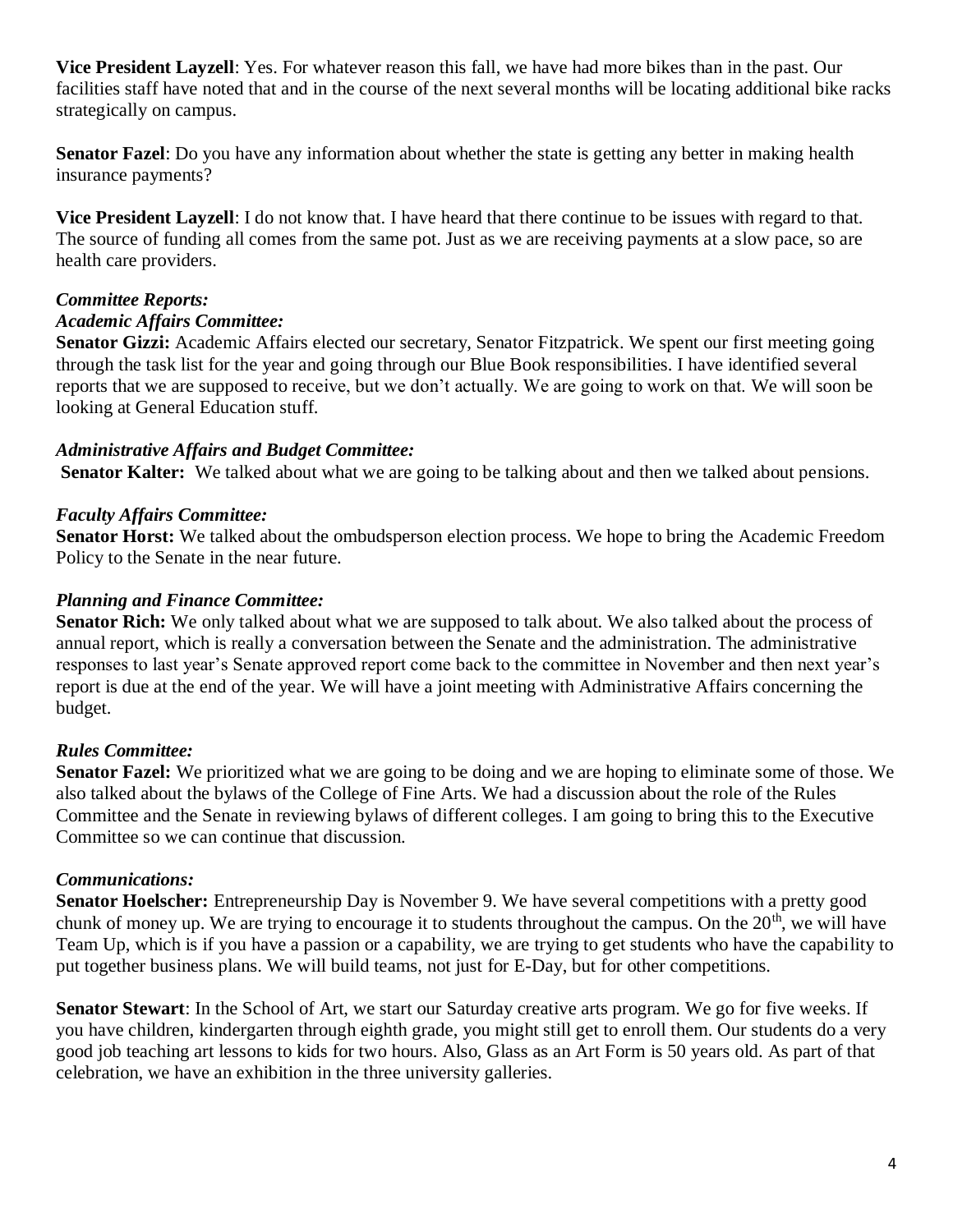**Vice President Layzell**: Yes. For whatever reason this fall, we have had more bikes than in the past. Our facilities staff have noted that and in the course of the next several months will be locating additional bike racks strategically on campus.

**Senator Fazel**: Do you have any information about whether the state is getting any better in making health insurance payments?

**Vice President Layzell**: I do not know that. I have heard that there continue to be issues with regard to that. The source of funding all comes from the same pot. Just as we are receiving payments at a slow pace, so are health care providers.

***Committee Reports:***

***Academic Affairs Committee:***

**Senator Gizzi:** Academic Affairs elected our secretary, Senator Fitzpatrick. We spent our first meeting going through the task list for the year and going through our Blue Book responsibilities. I have identified several reports that we are supposed to receive, but we don't actually. We are going to work on that. We will soon be looking at General Education stuff.

***Administrative Affairs and Budget Committee:***

**Senator Kalter:** We talked about what we are going to be talking about and then we talked about pensions.

***Faculty Affairs Committee:***

**Senator Horst:** We talked about the ombudsperson election process. We hope to bring the Academic Freedom Policy to the Senate in the near future.

***Planning and Finance Committee:***

**Senator Rich:** We only talked about what we are supposed to talk about. We also talked about the process of annual report, which is really a conversation between the Senate and the administration. The administrative responses to last year's Senate approved report come back to the committee in November and then next year's report is due at the end of the year. We will have a joint meeting with Administrative Affairs concerning the budget.

***Rules Committee:***

**Senator Fazel:** We prioritized what we are going to be doing and we are hoping to eliminate some of those. We also talked about the bylaws of the College of Fine Arts. We had a discussion about the role of the Rules Committee and the Senate in reviewing bylaws of different colleges. I am going to bring this to the Executive Committee so we can continue that discussion.

***Communications:***

**Senator Hoelscher:** Entrepreneurship Day is November 9. We have several competitions with a pretty good chunk of money up. We are trying to encourage it to students throughout the campus. On the 20th, we will have Team Up, which is if you have a passion or a capability, we are trying to get students who have the capability to put together business plans. We will build teams, not just for E-Day, but for other competitions.

**Senator Stewart**: In the School of Art, we start our Saturday creative arts program. We go for five weeks. If you have children, kindergarten through eighth grade, you might still get to enroll them. Our students do a very good job teaching art lessons to kids for two hours. Also, Glass as an Art Form is 50 years old. As part of that celebration, we have an exhibition in the three university galleries.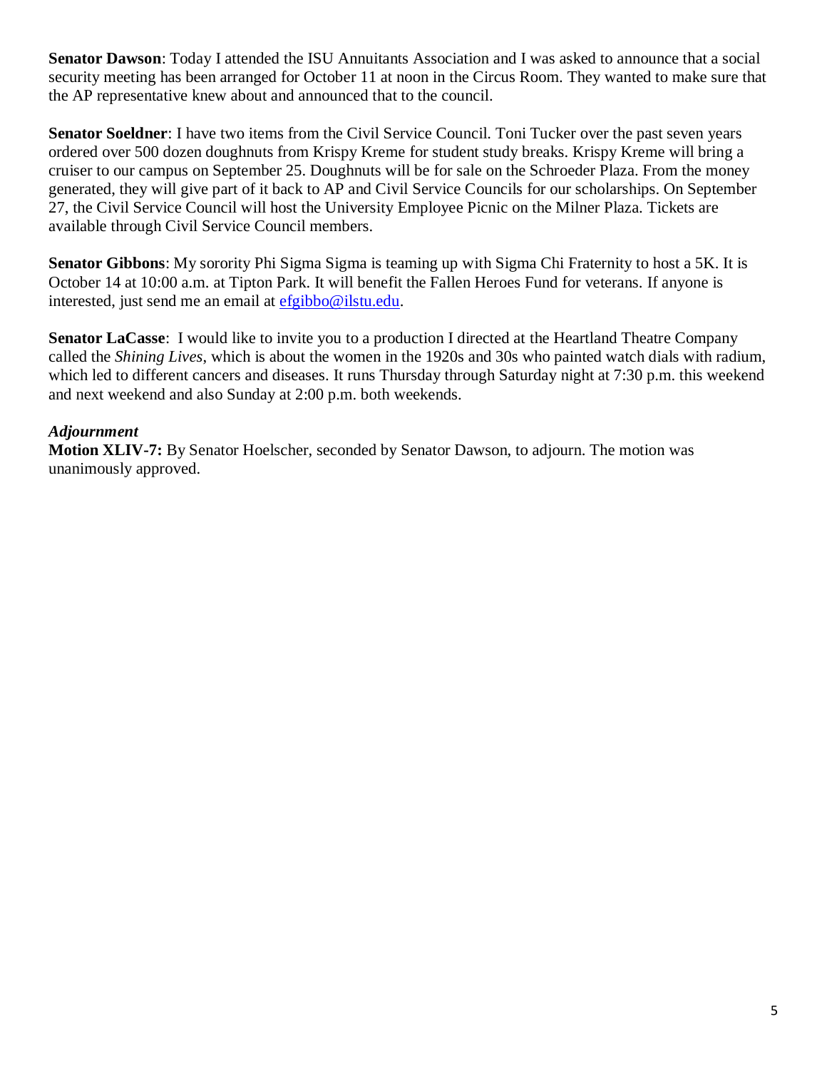**Senator Dawson**: Today I attended the ISU Annuitants Association and I was asked to announce that a social security meeting has been arranged for October 11 at noon in the Circus Room. They wanted to make sure that the AP representative knew about and announced that to the council.

**Senator Soeldner**: I have two items from the Civil Service Council. Toni Tucker over the past seven years ordered over 500 dozen doughnuts from Krispy Kreme for student study breaks. Krispy Kreme will bring a cruiser to our campus on September 25. Doughnuts will be for sale on the Schroeder Plaza. From the money generated, they will give part of it back to AP and Civil Service Councils for our scholarships. On September 27, the Civil Service Council will host the University Employee Picnic on the Milner Plaza. Tickets are available through Civil Service Council members.

**Senator Gibbons**: My sorority Phi Sigma Sigma is teaming up with Sigma Chi Fraternity to host a 5K. It is October 14 at 10:00 a.m. at Tipton Park. It will benefit the Fallen Heroes Fund for veterans. If anyone is interested, just send me an email at efgibbo@ilstu.edu.

**Senator LaCasse**: I would like to invite you to a production I directed at the Heartland Theatre Company called the *Shining Lives*, which is about the women in the 1920s and 30s who painted watch dials with radium, which led to different cancers and diseases. It runs Thursday through Saturday night at 7:30 p.m. this weekend and next weekend and also Sunday at 2:00 p.m. both weekends.

***Adjournment***

**Motion XLIV-7:** By Senator Hoelscher, seconded by Senator Dawson, to adjourn. The motion was unanimously approved.